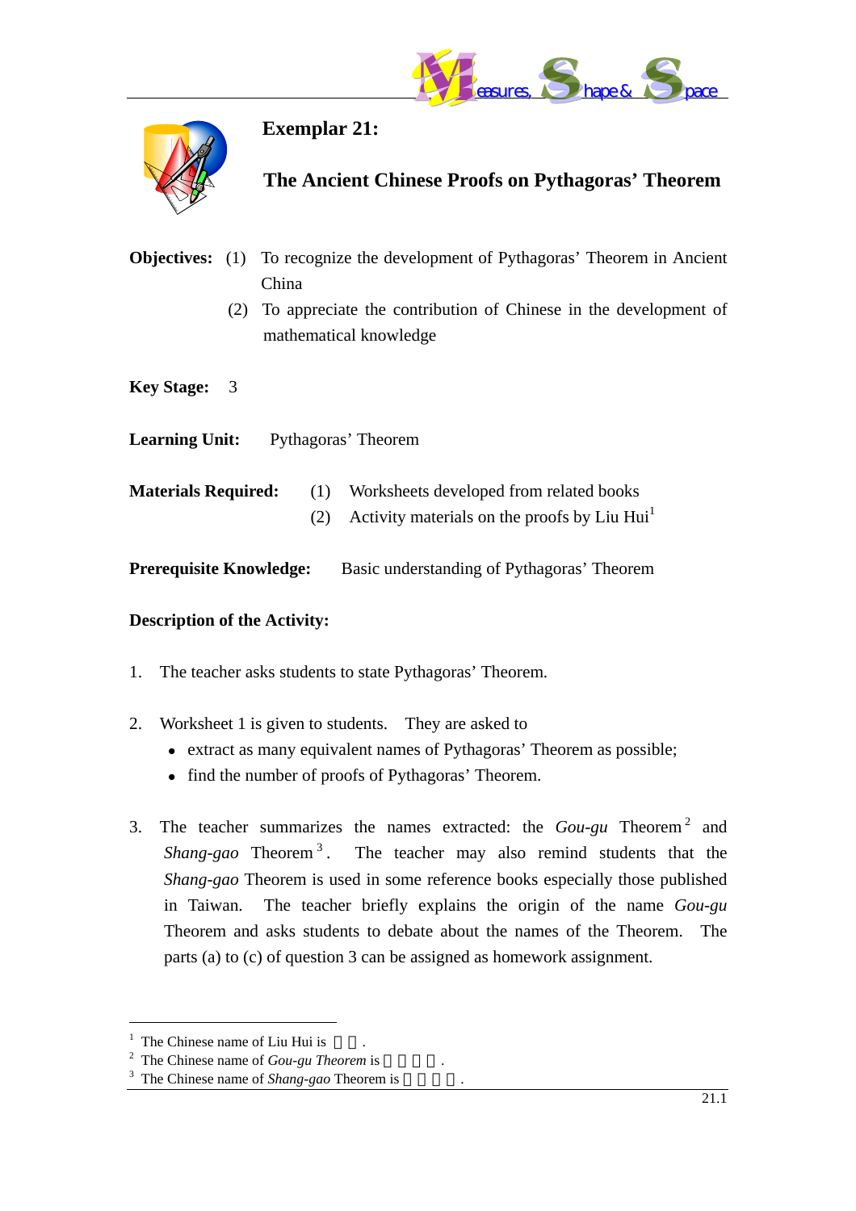# Exemplar 21:

## The Ancient Chinese Proofs on Pythagoras' Theorem

**Objectives:** (1) To recognize the development of Pythagoras' Theorem in Ancient China
(2) To appreciate the contribution of Chinese in the development of mathematical knowledge

**Key Stage:** 3

**Learning Unit:** Pythagoras' Theorem

**Materials Required:** (1) Worksheets developed from related books
(2) Activity materials on the proofs by Liu Hui[1]

**Prerequisite Knowledge:** Basic understanding of Pythagoras' Theorem

**Description of the Activity:**

1. The teacher asks students to state Pythagoras' Theorem.

2. Worksheet 1 is given to students. They are asked to
   - extract as many equivalent names of Pythagoras' Theorem as possible;
   - find the number of proofs of Pythagoras' Theorem.

3. The teacher summarizes the names extracted: the *Gou-gu* Theorem[2] and *Shang-gao* Theorem[3]. The teacher may also remind students that the *Shang-gao* Theorem is used in some reference books especially those published in Taiwan. The teacher briefly explains the origin of the name *Gou-gu* Theorem and asks students to debate about the names of the Theorem. The parts (a) to (c) of question 3 can be assigned as homework assignment.

---

[1] The Chinese name of Liu Hui is 劉徽.
[2] The Chinese name of *Gou-gu Theorem* is 勾股定理.
[3] The Chinese name of *Shang-gao* Theorem is 商高定理.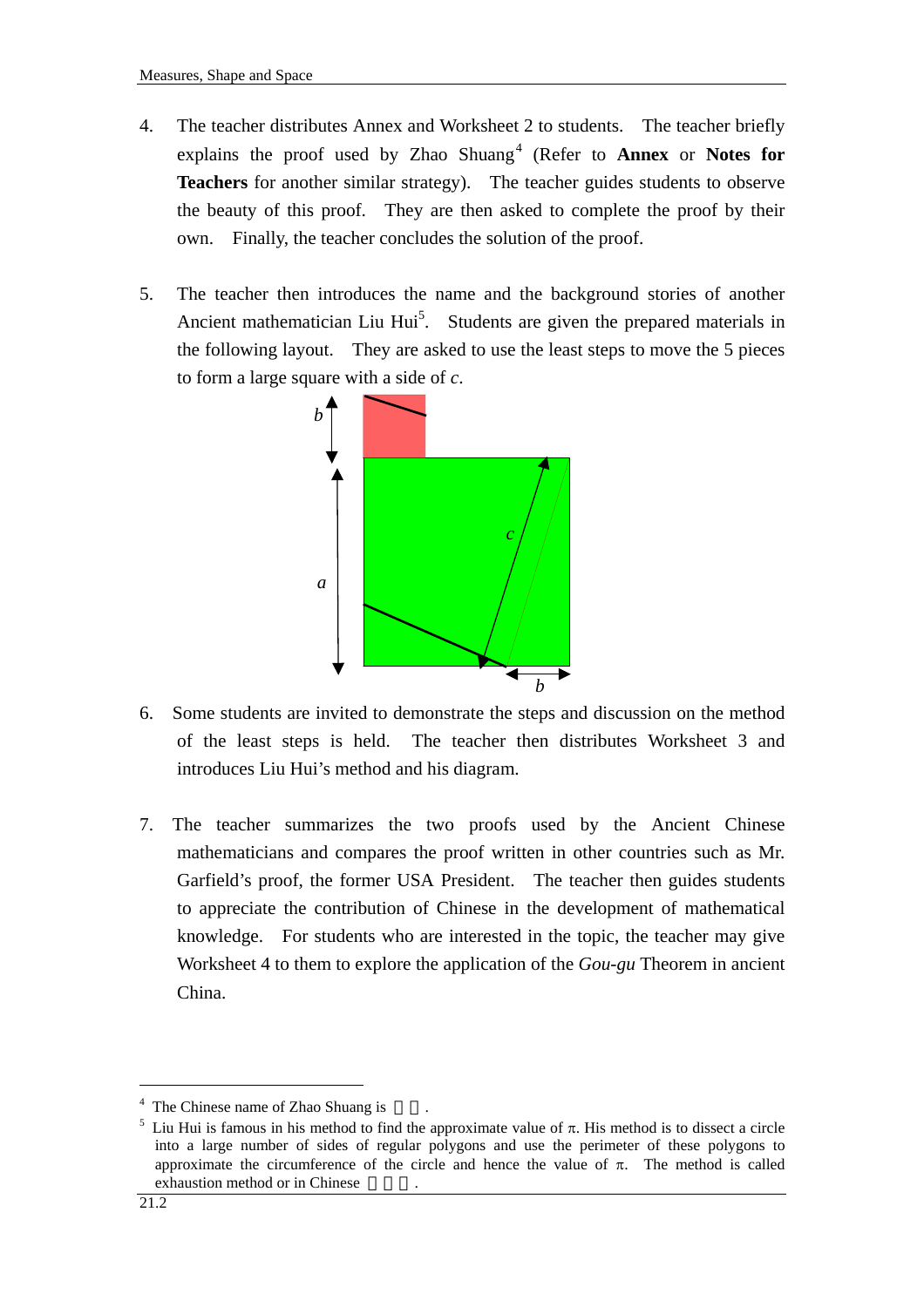4. The teacher distributes Annex and Worksheet 2 to students. The teacher briefly explains the proof used by Zhao Shuang[4] (Refer to **Annex** or **Notes for Teachers** for another similar strategy). The teacher guides students to observe the beauty of this proof. They are then asked to complete the proof by their own. Finally, the teacher concludes the solution of the proof.

5. The teacher then introduces the name and the background stories of another Ancient mathematician Liu Hui[5]. Students are given the prepared materials in the following layout. They are asked to use the least steps to move the 5 pieces to form a large square with a side of $c$.

6. Some students are invited to demonstrate the steps and discussion on the method of the least steps is held. The teacher then distributes Worksheet 3 and introduces Liu Hui's method and his diagram.

7. The teacher summarizes the two proofs used by the Ancient Chinese mathematicians and compares the proof written in other countries such as Mr. Garfield's proof, the former USA President. The teacher then guides students to appreciate the contribution of Chinese in the development of mathematical knowledge. For students who are interested in the topic, the teacher may give Worksheet 4 to them to explore the application of the *Gou-gu* Theorem in ancient China.

---

[4] The Chinese name of Zhao Shuang is 趙爽.

[5] Liu Hui is famous in his method to find the approximate value of $\pi$. His method is to dissect a circle into a large number of sides of regular polygons and use the perimeter of these polygons to approximate the circumference of the circle and hence the value of $\pi$. The method is called exhaustion method or in Chinese 割圓術.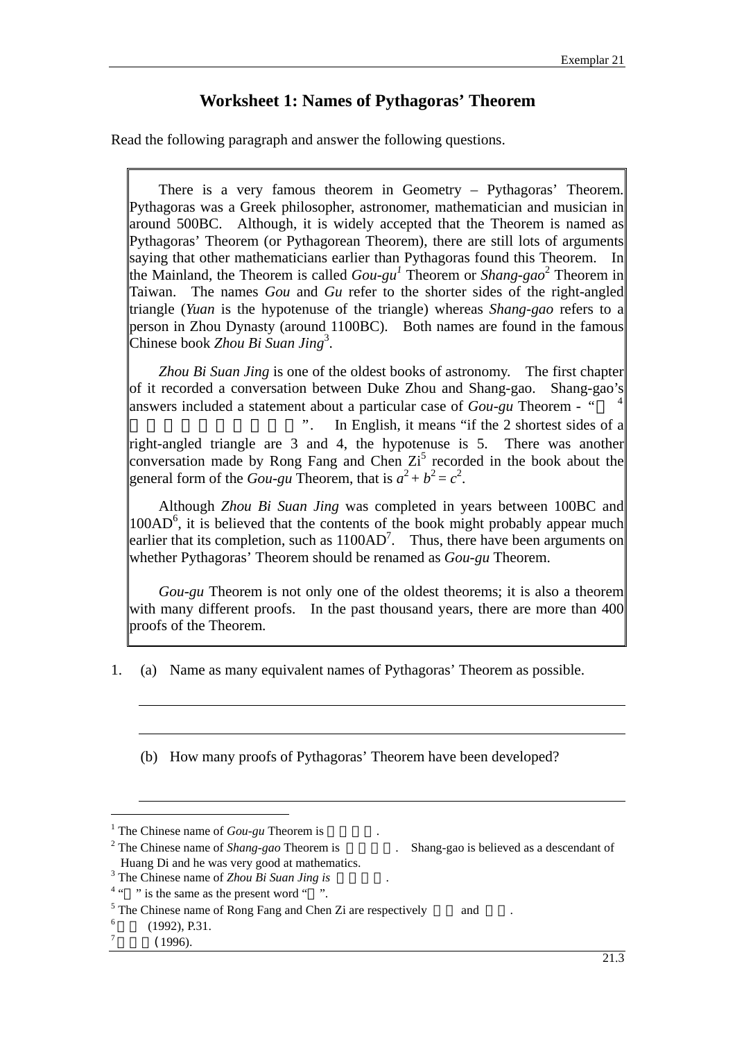# Worksheet 1: Names of Pythagoras' Theorem

Read the following paragraph and answer the following questions.

> There is a very famous theorem in Geometry – Pythagoras' Theorem. Pythagoras was a Greek philosopher, astronomer, mathematician and musician in around 500BC. Although, it is widely accepted that the Theorem is named as Pythagoras' Theorem (or Pythagorean Theorem), there are still lots of arguments saying that other mathematicians earlier than Pythagoras found this Theorem. In the Mainland, the Theorem is called *Gou-gu*[1] Theorem or *Shang-gao*[2] Theorem in Taiwan. The names *Gou* and *Gu* refer to the shorter sides of the right-angled triangle (*Yuan* is the hypotenuse of the triangle) whereas *Shang-gao* refers to a person in Zhou Dynasty (around 1100BC). Both names are found in the famous Chinese book *Zhou Bi Suan Jing*[3].
>
> *Zhou Bi Suan Jing* is one of the oldest books of astronomy. The first chapter of it recorded a conversation between Duke Zhou and Shang-gao. Shang-gao's answers included a statement about a particular case of *Gou-gu* Theorem - "[4] ". In English, it means "if the 2 shortest sides of a right-angled triangle are 3 and 4, the hypotenuse is 5. There was another conversation made by Rong Fang and Chen Zi[5] recorded in the book about the general form of the *Gou-gu* Theorem, that is $a^2 + b^2 = c^2$.
>
> Although *Zhou Bi Suan Jing* was completed in years between 100BC and 100AD[6], it is believed that the contents of the book might probably appear much earlier that its completion, such as 1100AD[7]. Thus, there have been arguments on whether Pythagoras' Theorem should be renamed as *Gou-gu* Theorem.
>
> *Gou-gu* Theorem is not only one of the oldest theorems; it is also a theorem with many different proofs. In the past thousand years, there are more than 400 proofs of the Theorem.

1. (a) Name as many equivalent names of Pythagoras' Theorem as possible.

   ______________________________________________

   ______________________________________________

   (b) How many proofs of Pythagoras' Theorem have been developed?

   ______________________________________________

---

[1] The Chinese name of *Gou-gu* Theorem is .

[2] The Chinese name of *Shang-gao* Theorem is . Shang-gao is believed as a descendant of Huang Di and he was very good at mathematics.

[3] The Chinese name of *Zhou Bi Suan Jing is* .

[4] " " is the same as the present word " ".

[5] The Chinese name of Rong Fang and Chen Zi are respectively and .

[6] (1992), P.31.

[7] (1996).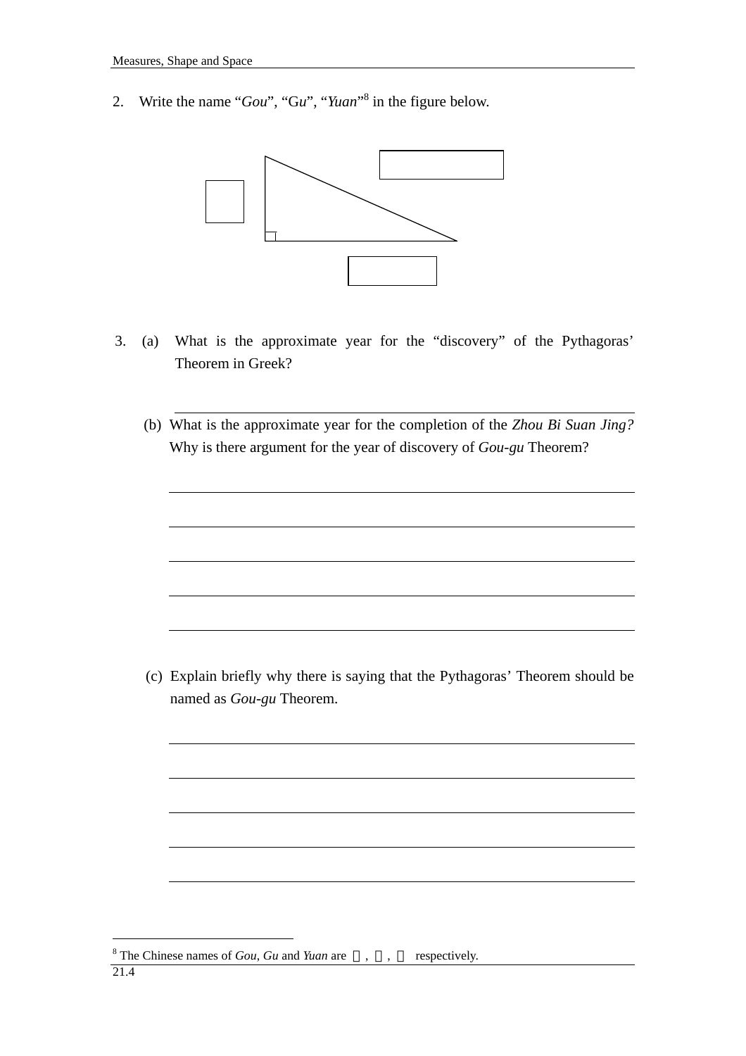2. Write the name "*Gou*", "*Gu*", "*Yuan*"[8] in the figure below.

3. (a) What is the approximate year for the "discovery" of the Pythagoras' Theorem in Greek?

   ______________________________________________

   (b) What is the approximate year for the completion of the *Zhou Bi Suan Jing?* Why is there argument for the year of discovery of *Gou-gu* Theorem?

   ______________________________________________

   ______________________________________________

   ______________________________________________

   ______________________________________________

   ______________________________________________

   (c) Explain briefly why there is saying that the Pythagoras' Theorem should be named as *Gou-gu* Theorem.

   ______________________________________________

   ______________________________________________

   ______________________________________________

   ______________________________________________

   ______________________________________________

[8] The Chinese names of *Gou*, *Gu* and *Yuan* are 勾, 股, 弦 respectively.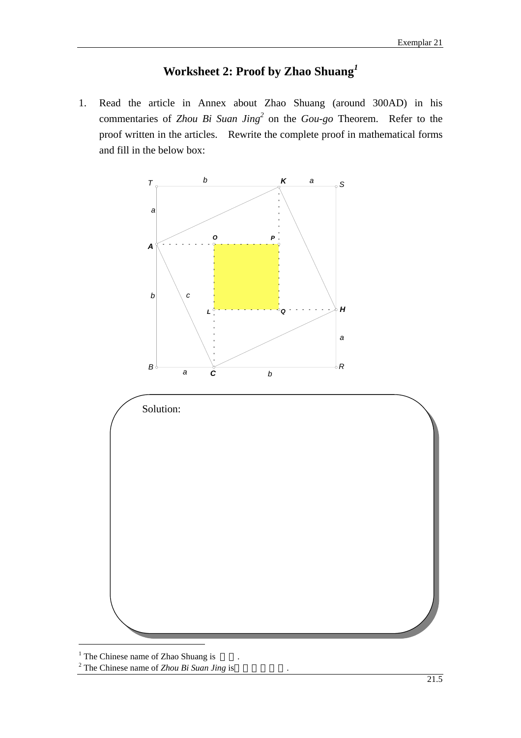# Worksheet 2: Proof by Zhao Shuang[1]

1. Read the article in Annex about Zhao Shuang (around 300AD) in his commentaries of *Zhou Bi Suan Jing*[2] on the *Gou-go* Theorem. Refer to the proof written in the articles. Rewrite the complete proof in mathematical forms and fill in the below box:

Solution:

---

[1] The Chinese name of Zhao Shuang is 趙爽.

[2] The Chinese name of *Zhou Bi Suan Jing* is《周髀算經》.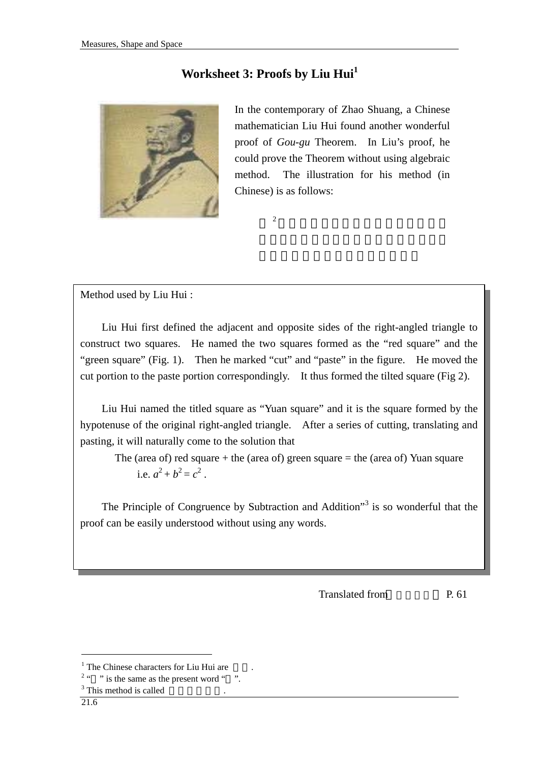# Worksheet 3: Proofs by Liu Hui[1]

In the contemporary of Zhao Shuang, a Chinese mathematician Liu Hui found another wonderful proof of *Gou-gu* Theorem. In Liu's proof, he could prove the Theorem without using algebraic method. The illustration for his method (in Chinese) is as follows:

□[2]□□□□□□□□□□□□□□□□□□□□□□□□□□□□□□□□□□□□□□□□□□□□□□□□□

---

Method used by Liu Hui :

Liu Hui first defined the adjacent and opposite sides of the right-angled triangle to construct two squares. He named the two squares formed as the "red square" and the "green square" (Fig. 1). Then he marked "cut" and "paste" in the figure. He moved the cut portion to the paste portion correspondingly. It thus formed the tilted square (Fig 2).

Liu Hui named the titled square as "Yuan square" and it is the square formed by the hypotenuse of the original right-angled triangle. After a series of cutting, translating and pasting, it will naturally come to the solution that

The (area of) red square + the (area of) green square = the (area of) Yuan square

i.e. $a^2 + b^2 = c^2$ .

The Principle of Congruence by Subtraction and Addition"[3] is so wonderful that the proof can be easily understood without using any words.

---

Translated from □□□□□ P. 61

---

[1] The Chinese characters for Liu Hui are □□.

[2] "□" is the same as the present word "□".

[3] This method is called □□□□□□.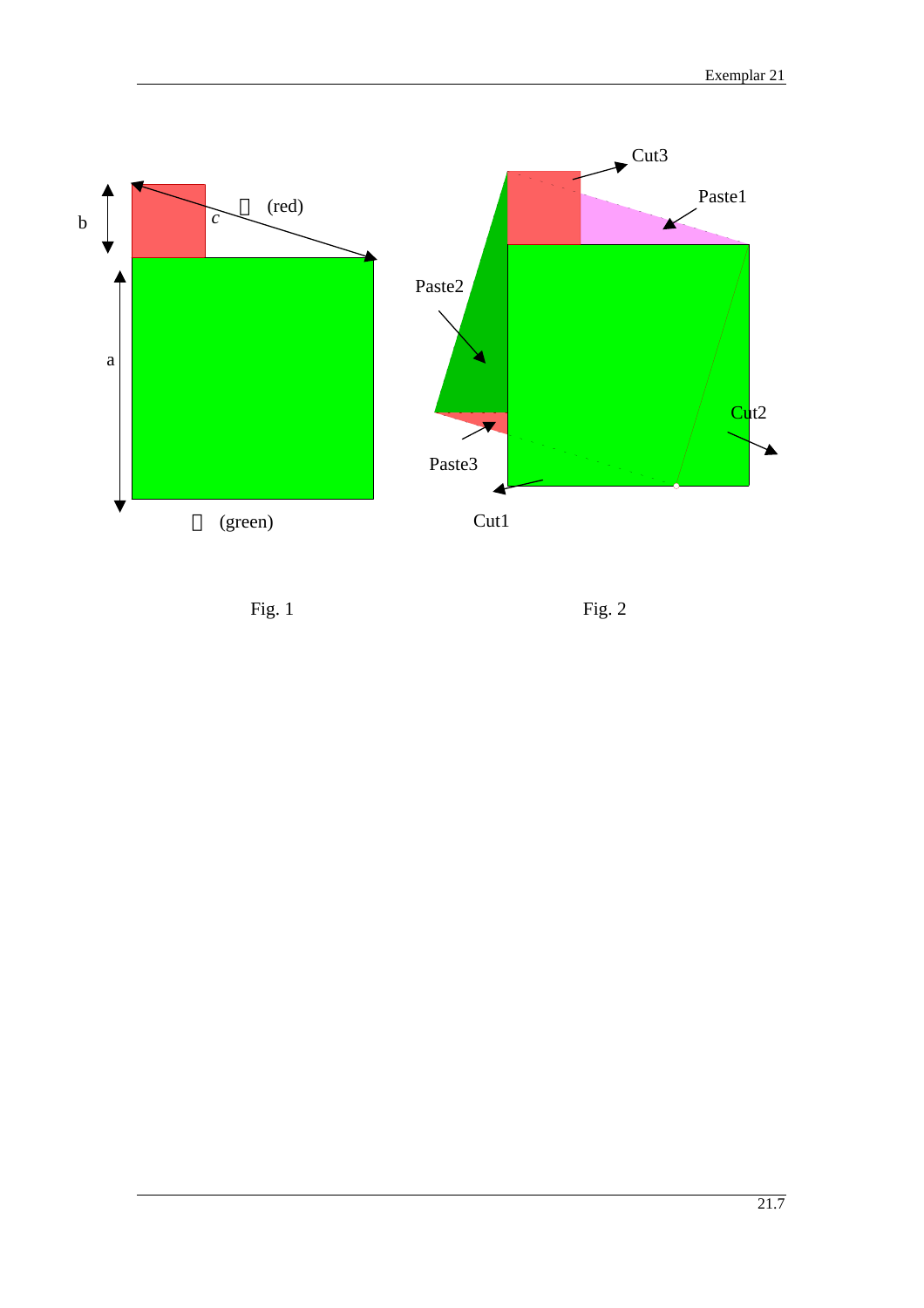b

a

$c$

(red)

(green)

Fig. 1

Cut3

Paste1

Paste2

Cut2

Paste3

Cut1

Fig. 2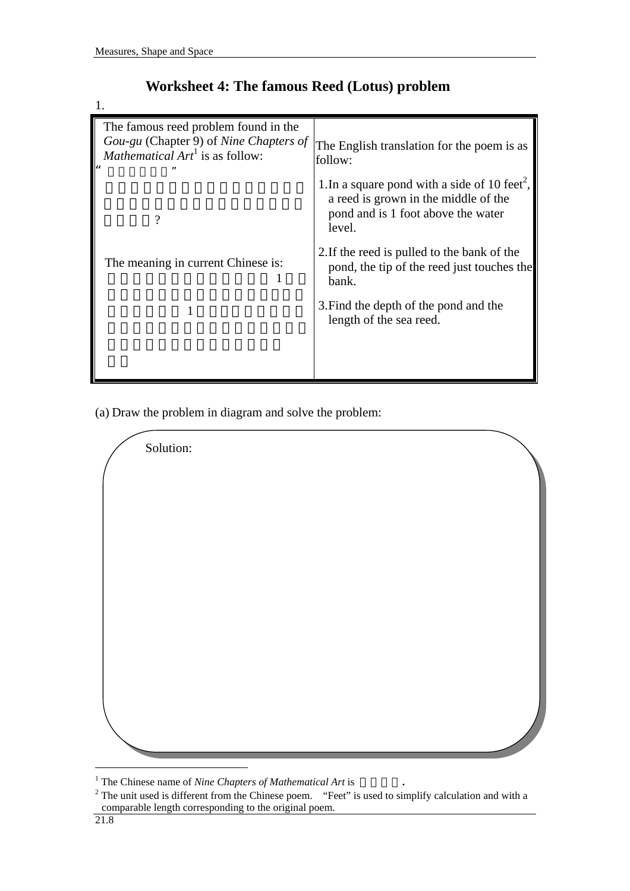# Worksheet 4: The famous Reed (Lotus) problem

1.

| The famous reed problem found in the *Gou-gu* (Chapter 9) of *Nine Chapters of Mathematical Art*[1] is as follow: “ ” ? The meaning in current Chinese is: 1 1 | The English translation for the poem is as follow: 1. In a square pond with a side of 10 feet[2], a reed is grown in the middle of the pond and is 1 foot above the water level. 2. If the reed is pulled to the bank of the pond, the tip of the reed just touches the bank. 3. Find the depth of the pond and the length of the sea reed. |
|---|---|

(a) Draw the problem in diagram and solve the problem:

Solution:

[1] The Chinese name of *Nine Chapters of Mathematical Art* is .

[2] The unit used is different from the Chinese poem. “Feet” is used to simplify calculation and with a comparable length corresponding to the original poem.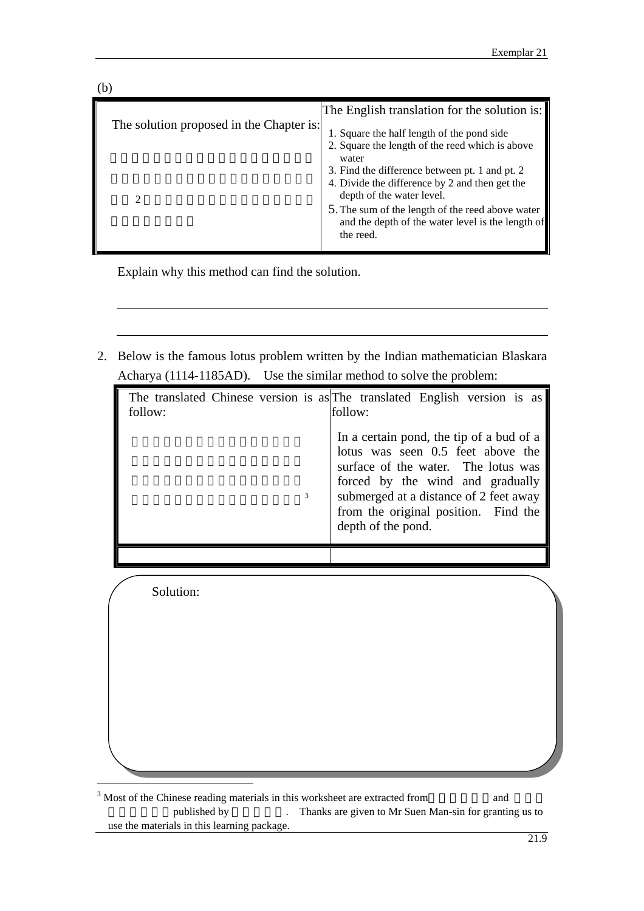(b)

| The solution proposed in the Chapter is: | The English translation for the solution is: |
|---|---|
| 　　　　　　　　　　　　　　　　　　　 　　　　　　　　　　　　　　　　　　　 　　2　　　　　　　　　　　　　　　　 　　　　　　　 | 1. Square the half length of the pond side<br>2. Square the length of the reed which is above water<br>3. Find the difference between pt. 1 and pt. 2<br>4. Divide the difference by 2 and then get the depth of the water level.<br>5. The sum of the length of the reed above water and the depth of the water level is the length of the reed. |

Explain why this method can find the solution.

---

---

2. Below is the famous lotus problem written by the Indian mathematician Blaskara Acharya (1114-1185AD). Use the similar method to solve the problem:

| The translated Chinese version is as follow: | The translated English version is as follow: |
|---|---|
| 　　　　　　　　　　　　　　　　　　　　　　　　　　　　　　　　　　　　　　　　　　　　　　　　　　　　　　　　　　　　　　　　　　　　　　　　　　　　　　[3] | In a certain pond, the tip of a bud of a lotus was seen 0.5 feet above the surface of the water. The lotus was forced by the wind and gradually submerged at a distance of 2 feet away from the original position. Find the depth of the pond. |
| | |

Solution:

---

[3] Most of the Chinese reading materials in this worksheet are extracted from　　　　　and　　　　　　　published by　　　　　. Thanks are given to Mr Suen Man-sin for granting us to use the materials in this learning package.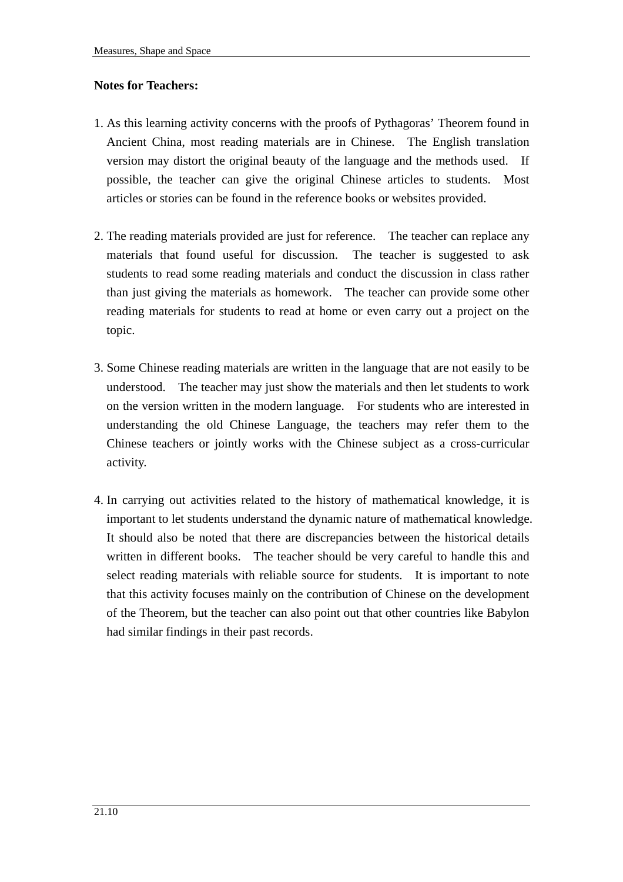**Notes for Teachers:**

1. As this learning activity concerns with the proofs of Pythagoras' Theorem found in Ancient China, most reading materials are in Chinese. The English translation version may distort the original beauty of the language and the methods used. If possible, the teacher can give the original Chinese articles to students. Most articles or stories can be found in the reference books or websites provided.

2. The reading materials provided are just for reference. The teacher can replace any materials that found useful for discussion. The teacher is suggested to ask students to read some reading materials and conduct the discussion in class rather than just giving the materials as homework. The teacher can provide some other reading materials for students to read at home or even carry out a project on the topic.

3. Some Chinese reading materials are written in the language that are not easily to be understood. The teacher may just show the materials and then let students to work on the version written in the modern language. For students who are interested in understanding the old Chinese Language, the teachers may refer them to the Chinese teachers or jointly works with the Chinese subject as a cross-curricular activity.

4. In carrying out activities related to the history of mathematical knowledge, it is important to let students understand the dynamic nature of mathematical knowledge. It should also be noted that there are discrepancies between the historical details written in different books. The teacher should be very careful to handle this and select reading materials with reliable source for students. It is important to note that this activity focuses mainly on the contribution of Chinese on the development of the Theorem, but the teacher can also point out that other countries like Babylon had similar findings in their past records.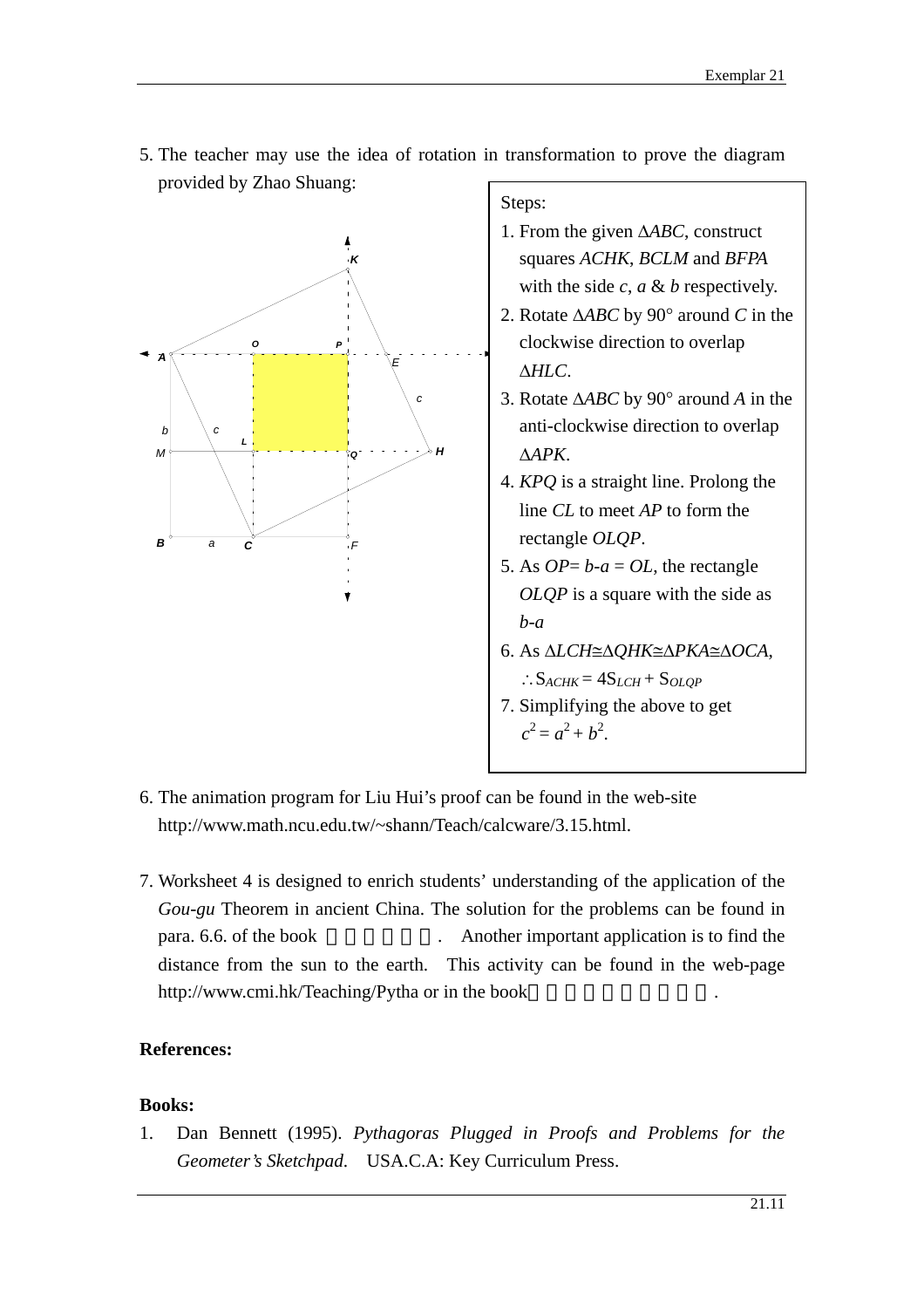5. The teacher may use the idea of rotation in transformation to prove the diagram provided by Zhao Shuang:

Steps:

1. From the given $\Delta ABC$, construct squares *ACHK*, *BCLM* and *BFPA* with the side *c*, *a* & *b* respectively.
2. Rotate $\Delta ABC$ by 90° around *C* in the clockwise direction to overlap $\Delta HLC$.
3. Rotate $\Delta ABC$ by 90° around *A* in the anti-clockwise direction to overlap $\Delta APK$.
4. *KPQ* is a straight line. Prolong the line *CL* to meet *AP* to form the rectangle *OLQP*.
5. As $OP = b - a = OL$, the rectangle *OLQP* is a square with the side as $b-a$
6. As $\Delta LCH \cong \Delta QHK \cong \Delta PKA \cong \Delta OCA$, $\therefore S_{ACHK} = 4S_{LCH} + S_{OLQP}$
7. Simplifying the above to get $c^2 = a^2 + b^2$.

6. The animation program for Liu Hui's proof can be found in the web-site http://www.math.ncu.edu.tw/~shann/Teach/calcware/3.15.html.

7. Worksheet 4 is designed to enrich students' understanding of the application of the *Gou-gu* Theorem in ancient China. The solution for the problems can be found in para. 6.6. of the book . Another important application is to find the distance from the sun to the earth. This activity can be found in the web-page http://www.cmi.hk/Teaching/Pytha or in the book .

**References:**

**Books:**

1. Dan Bennett (1995). *Pythagoras Plugged in Proofs and Problems for the Geometer's Sketchpad.* USA.C.A: Key Curriculum Press.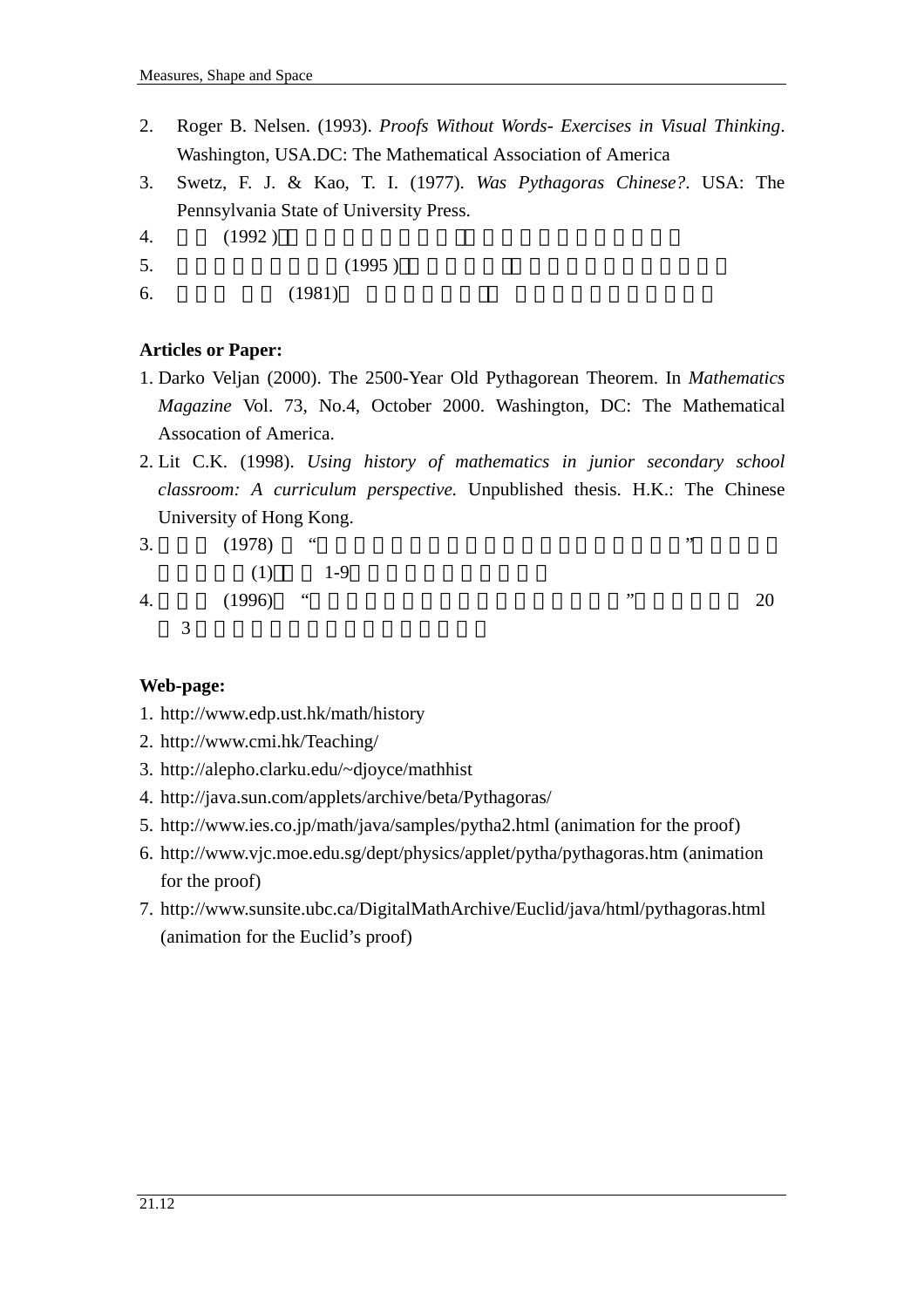2. Roger B. Nelsen. (1993). *Proofs Without Words- Exercises in Visual Thinking*. Washington, USA.DC: The Mathematical Association of America
3. Swetz, F. J. & Kao, T. I. (1977). *Was Pythagoras Chinese?*. USA: The Pennsylvania State of University Press.
4. (1992 )
5. (1995 )
6. (1981)

**Articles or Paper:**

1. Darko Veljan (2000). The 2500-Year Old Pythagorean Theorem. In *Mathematics Magazine* Vol. 73, No.4, October 2000. Washington, DC: The Mathematical Assocation of America.
2. Lit C.K. (1998). *Using history of mathematics in junior secondary school classroom: A curriculum perspective.* Unpublished thesis. H.K.: The Chinese University of Hong Kong.
3. (1978) “ ” (1) 1-9
4. (1996) “ ” 20 3

**Web-page:**

1. http://www.edp.ust.hk/math/history
2. http://www.cmi.hk/Teaching/
3. http://alepho.clarku.edu/~djoyce/mathhist
4. http://java.sun.com/applets/archive/beta/Pythagoras/
5. http://www.ies.co.jp/math/java/samples/pytha2.html (animation for the proof)
6. http://www.vjc.moe.edu.sg/dept/physics/applet/pytha/pythagoras.htm (animation for the proof)
7. http://www.sunsite.ubc.ca/DigitalMathArchive/Euclid/java/html/pythagoras.html (animation for the Euclid’s proof)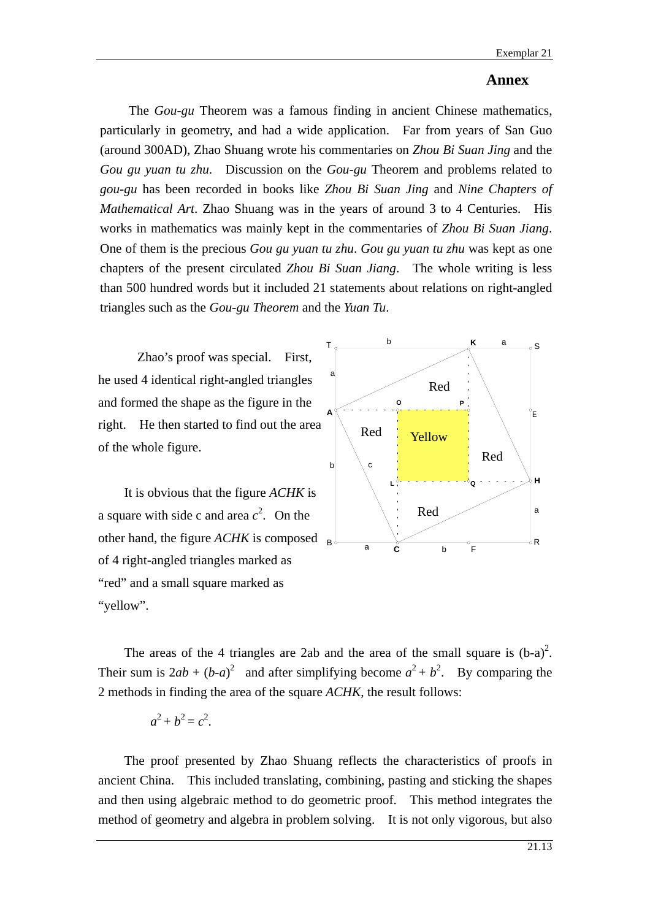## Annex

The *Gou-gu* Theorem was a famous finding in ancient Chinese mathematics, particularly in geometry, and had a wide application. Far from years of San Guo (around 300AD), Zhao Shuang wrote his commentaries on *Zhou Bi Suan Jing* and the *Gou gu yuan tu zhu*. Discussion on the *Gou-gu* Theorem and problems related to *gou-gu* has been recorded in books like *Zhou Bi Suan Jing* and *Nine Chapters of Mathematical Art*. Zhao Shuang was in the years of around 3 to 4 Centuries. His works in mathematics was mainly kept in the commentaries of *Zhou Bi Suan Jiang*. One of them is the precious *Gou gu yuan tu zhu*. *Gou gu yuan tu zhu* was kept as one chapters of the present circulated *Zhou Bi Suan Jiang*. The whole writing is less than 500 hundred words but it included 21 statements about relations on right-angled triangles such as the *Gou-gu Theorem* and the *Yuan Tu*.

Zhao's proof was special. First, he used 4 identical right-angled triangles and formed the shape as the figure in the right. He then started to find out the area of the whole figure.

It is obvious that the figure *ACHK* is a square with side c and area $c^2$. On the other hand, the figure *ACHK* is composed of 4 right-angled triangles marked as "red" and a small square marked as "yellow".

The areas of the 4 triangles are 2ab and the area of the small square is $(b-a)^2$. Their sum is $2ab + (b-a)^2$ and after simplifying become $a^2 + b^2$. By comparing the 2 methods in finding the area of the square *ACHK*, the result follows:

$$a^2 + b^2 = c^2.$$

The proof presented by Zhao Shuang reflects the characteristics of proofs in ancient China. This included translating, combining, pasting and sticking the shapes and then using algebraic method to do geometric proof. This method integrates the method of geometry and algebra in problem solving. It is not only vigorous, but also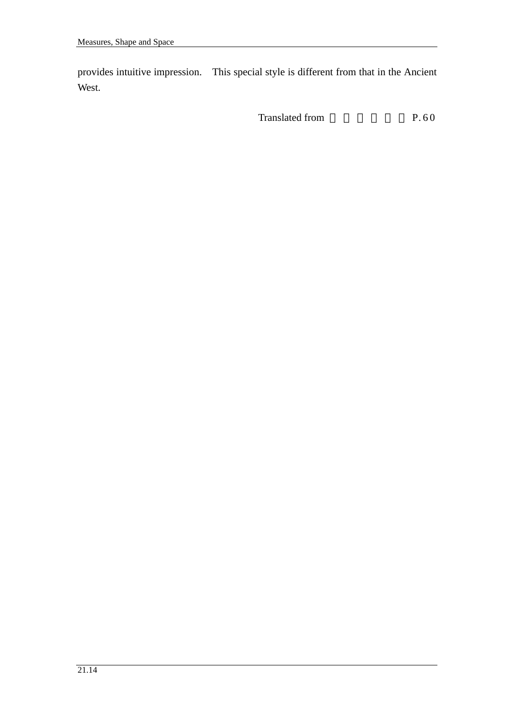provides intuitive impression. This special style is different from that in the Ancient West.

Translated from 《 》 P.60